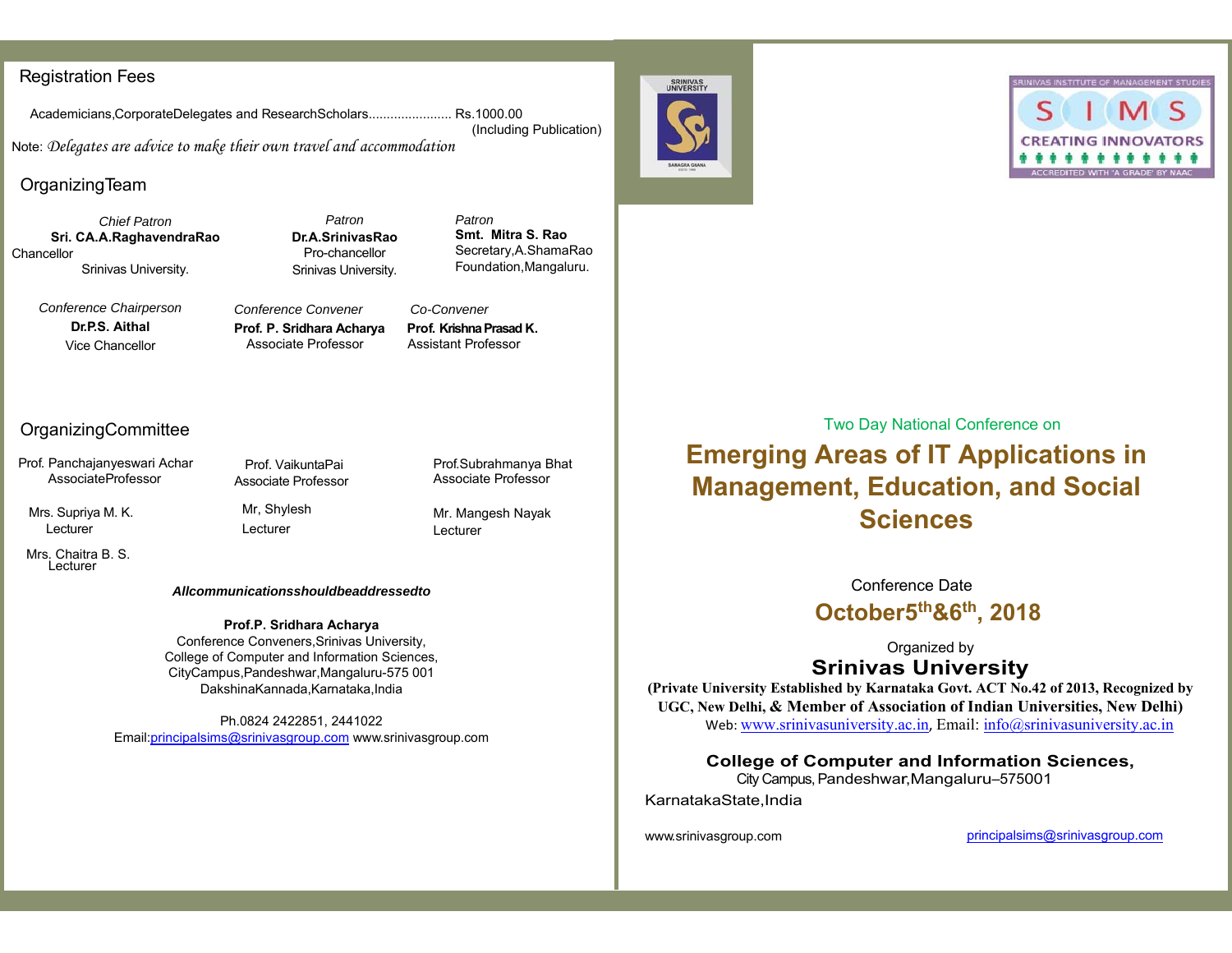## Registration Fees

Academicians,CorporateDelegates and ResearchScholars...................... Rs.1000.00
(Including Publication)

Note: *Delegates are advice to make their own travel and accommodation*

## OrganizingTeam

*Chief Patron*
**Sri. CA.A.RaghavendraRao**
Chancellor
Srinivas University.

*Patron*
**Dr.A.SrinivasRao**
Pro-chancellor
Srinivas University.

*Patron*
**Smt. Mitra S. Rao**
Secretary,A.ShamaRao Foundation,Mangaluru.

*Conference Chairperson*
**Dr.P.S. Aithal**
Vice Chancellor

*Conference Convener*
**Prof. P. Sridhara Acharya**
Associate Professor

*Co-Convener*
**Prof. Krishna Prasad K.**
Assistant Professor

## OrganizingCommittee

Prof. Panchajanyeswari Achar
AssociateProfessor

Prof. VaikuntaPai
Associate Professor

Prof.Subrahmanya Bhat
Associate Professor

Mrs. Supriya M. K.
Lecturer

Mr, Shylesh
Lecturer

Mr. Mangesh Nayak
Lecturer

Mrs. Chaitra B. S.
Lecturer

***Allcommunicationsshouldbeaddressedto***

**Prof.P. Sridhara Acharya**
Conference Conveners,Srinivas University,
College of Computer and Information Sciences,
CityCampus,Pandeshwar,Mangaluru-575 001
DakshinaKannada,Karnataka,India

Ph.0824 2422851, 2441022
Email:principalsims@srinivasgroup.com www.srinivasgroup.com

SRINIVAS UNIVERSITY

SRINIVAS INSTITUTE OF MANAGEMENT STUDIES
S I M S
CREATING INNOVATORS
ACCREDITED WITH 'A GRADE' BY NAAC

Two Day National Conference on

# Emerging Areas of IT Applications in Management, Education, and Social Sciences

Conference Date

**October5th&6th, 2018**

Organized by

**Srinivas University**

**(Private University Established by Karnataka Govt. ACT No.42 of 2013, Recognized by UGC, New Delhi, & Member of Association of Indian Universities, New Delhi)**

Web: www.srinivasuniversity.ac.in, Email: info@srinivasuniversity.ac.in

**College of Computer and Information Sciences,**
City Campus, Pandeshwar,Mangaluru–575001
KarnatakaState,India

www.srinivasgroup.com principalsims@srinivasgroup.com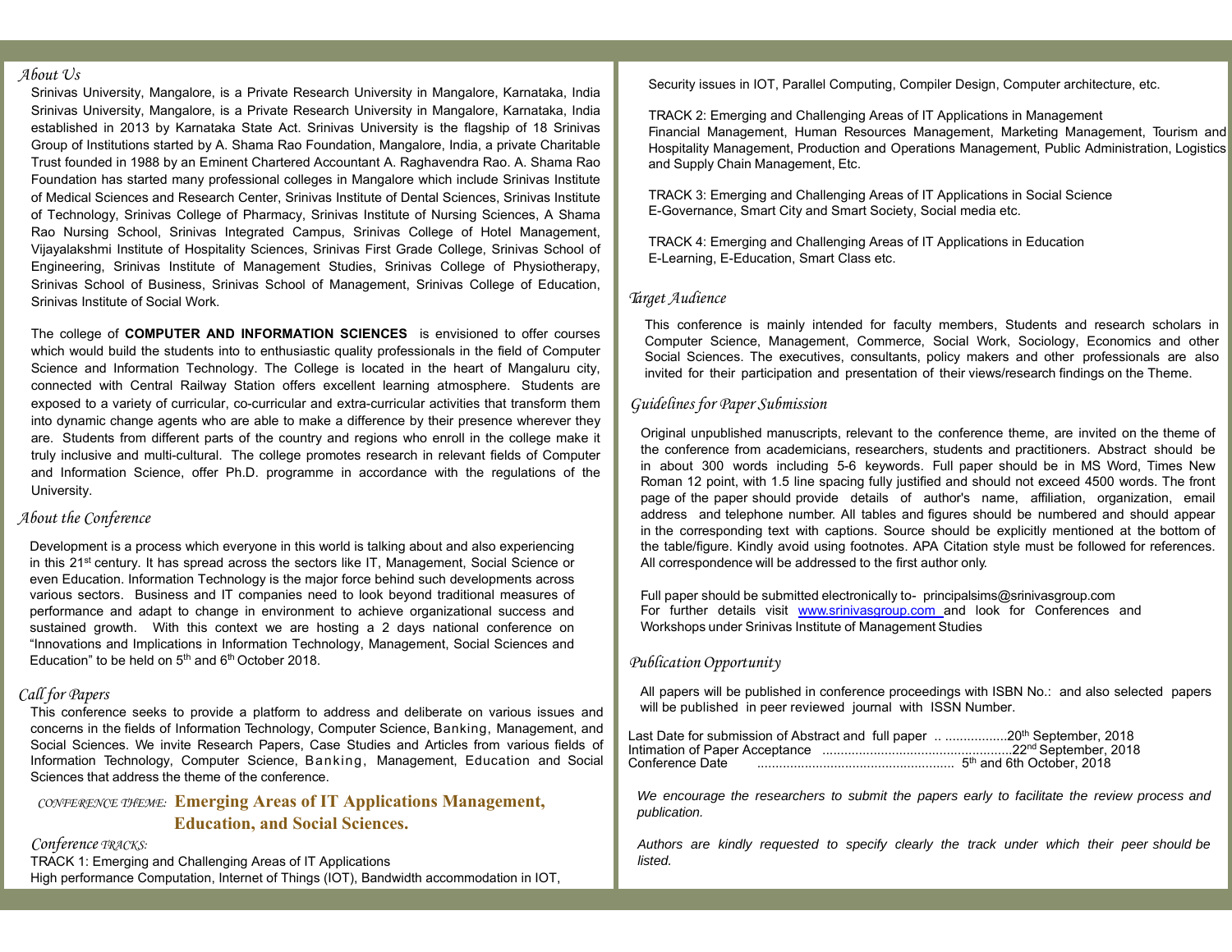## About Us

Srinivas University, Mangalore, is a Private Research University in Mangalore, Karnataka, India Srinivas University, Mangalore, is a Private Research University in Mangalore, Karnataka, India established in 2013 by Karnataka State Act. Srinivas University is the flagship of 18 Srinivas Group of Institutions started by A. Shama Rao Foundation, Mangalore, India, a private Charitable Trust founded in 1988 by an Eminent Chartered Accountant A. Raghavendra Rao. A. Shama Rao Foundation has started many professional colleges in Mangalore which include Srinivas Institute of Medical Sciences and Research Center, Srinivas Institute of Dental Sciences, Srinivas Institute of Technology, Srinivas College of Pharmacy, Srinivas Institute of Nursing Sciences, A Shama Rao Nursing School, Srinivas Integrated Campus, Srinivas College of Hotel Management, Vijayalakshmi Institute of Hospitality Sciences, Srinivas First Grade College, Srinivas School of Engineering, Srinivas Institute of Management Studies, Srinivas College of Physiotherapy, Srinivas School of Business, Srinivas School of Management, Srinivas College of Education, Srinivas Institute of Social Work.

The college of **COMPUTER AND INFORMATION SCIENCES** is envisioned to offer courses which would build the students into to enthusiastic quality professionals in the field of Computer Science and Information Technology. The College is located in the heart of Mangaluru city, connected with Central Railway Station offers excellent learning atmosphere. Students are exposed to a variety of curricular, co-curricular and extra-curricular activities that transform them into dynamic change agents who are able to make a difference by their presence wherever they are. Students from different parts of the country and regions who enroll in the college make it truly inclusive and multi-cultural. The college promotes research in relevant fields of Computer and Information Science, offer Ph.D. programme in accordance with the regulations of the University.

## About the Conference

Development is a process which everyone in this world is talking about and also experiencing in this 21st century. It has spread across the sectors like IT, Management, Social Science or even Education. Information Technology is the major force behind such developments across various sectors. Business and IT companies need to look beyond traditional measures of performance and adapt to change in environment to achieve organizational success and sustained growth. With this context we are hosting a 2 days national conference on "Innovations and Implications in Information Technology, Management, Social Sciences and Education" to be held on 5th and 6th October 2018.

## Call for Papers

This conference seeks to provide a platform to address and deliberate on various issues and concerns in the fields of Information Technology, Computer Science, Banking, Management, and Social Sciences. We invite Research Papers, Case Studies and Articles from various fields of Information Technology, Computer Science, Banking, Management, Education and Social Sciences that address the theme of the conference.

CONFERENCE THEME: **Emerging Areas of IT Applications Management, Education, and Social Sciences.**

### Conference TRACKS:

TRACK 1: Emerging and Challenging Areas of IT Applications
High performance Computation, Internet of Things (IOT), Bandwidth accommodation in IOT, Security issues in IOT, Parallel Computing, Compiler Design, Computer architecture, etc.

TRACK 2: Emerging and Challenging Areas of IT Applications in Management
Financial Management, Human Resources Management, Marketing Management, Tourism and Hospitality Management, Production and Operations Management, Public Administration, Logistics and Supply Chain Management, Etc.

TRACK 3: Emerging and Challenging Areas of IT Applications in Social Science
E-Governance, Smart City and Smart Society, Social media etc.

TRACK 4: Emerging and Challenging Areas of IT Applications in Education
E-Learning, E-Education, Smart Class etc.

## Target Audience

This conference is mainly intended for faculty members, Students and research scholars in Computer Science, Management, Commerce, Social Work, Sociology, Economics and other Social Sciences. The executives, consultants, policy makers and other professionals are also invited for their participation and presentation of their views/research findings on the Theme.

## Guidelines for Paper Submission

Original unpublished manuscripts, relevant to the conference theme, are invited on the theme of the conference from academicians, researchers, students and practitioners. Abstract should be in about 300 words including 5-6 keywords. Full paper should be in MS Word, Times New Roman 12 point, with 1.5 line spacing fully justified and should not exceed 4500 words. The front page of the paper should provide details of author's name, affiliation, organization, email address and telephone number. All tables and figures should be numbered and should appear in the corresponding text with captions. Source should be explicitly mentioned at the bottom of the table/figure. Kindly avoid using footnotes. APA Citation style must be followed for references. All correspondence will be addressed to the first author only.

Full paper should be submitted electronically to- principalsims@srinivasgroup.com
For further details visit www.srinivasgroup.com and look for Conferences and Workshops under Srinivas Institute of Management Studies

## Publication Opportunity

All papers will be published in conference proceedings with ISBN No.: and also selected papers will be published in peer reviewed journal with ISSN Number.

Last Date for submission of Abstract and full paper .. .................20th September, 2018
Intimation of Paper Acceptance ....................................................22nd September, 2018
Conference Date ...................................................... 5th and 6th October, 2018

*We encourage the researchers to submit the papers early to facilitate the review process and publication.*

*Authors are kindly requested to specify clearly the track under which their peer should be listed.*